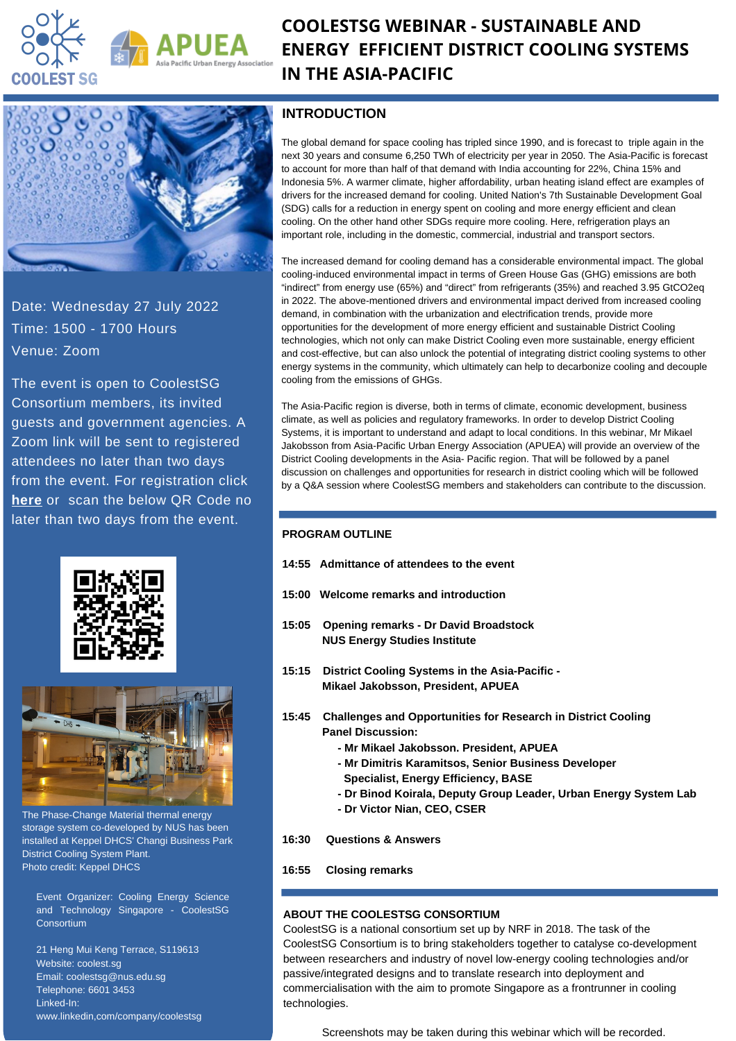# COOLESTSG WEBINAR - SUSTAINABLE AND ENERGY EFFICIENT DISTRICT COOLING SYSTEMS IN THE ASIA-PACIFIC

Date: Wednesday 27 July 2022
Time: 1500 - 1700 Hours
Venue: Zoom

The event is open to CoolestSG Consortium members, its invited guests and government agencies. A Zoom link will be sent to registered attendees no later than two days from the event. For registration click **here** or scan the below QR Code no later than two days from the event.

The Phase-Change Material thermal energy storage system co-developed by NUS has been installed at Keppel DHCS' Changi Business Park District Cooling System Plant.
Photo credit: Keppel DHCS

Event Organizer: Cooling Energy Science and Technology Singapore - CoolestSG Consortium

21 Heng Mui Keng Terrace, S119613
Website: coolest.sg
Email: coolestsg@nus.edu.sg
Telephone: 6601 3453
Linked-In:
www.linkedin,com/company/coolestsg

## INTRODUCTION

The global demand for space cooling has tripled since 1990, and is forecast to triple again in the next 30 years and consume 6,250 TWh of electricity per year in 2050. The Asia-Pacific is forecast to account for more than half of that demand with India accounting for 22%, China 15% and Indonesia 5%. A warmer climate, higher affordability, urban heating island effect are examples of drivers for the increased demand for cooling. United Nation's 7th Sustainable Development Goal (SDG) calls for a reduction in energy spent on cooling and more energy efficient and clean cooling. On the other hand other SDGs require more cooling. Here, refrigeration plays an important role, including in the domestic, commercial, industrial and transport sectors.

The increased demand for cooling demand has a considerable environmental impact. The global cooling-induced environmental impact in terms of Green House Gas (GHG) emissions are both "indirect" from energy use (65%) and "direct" from refrigerants (35%) and reached 3.95 GtCO2eq in 2022. The above-mentioned drivers and environmental impact derived from increased cooling demand, in combination with the urbanization and electrification trends, provide more opportunities for the development of more energy efficient and sustainable District Cooling technologies, which not only can make District Cooling even more sustainable, energy efficient and cost-effective, but can also unlock the potential of integrating district cooling systems to other energy systems in the community, which ultimately can help to decarbonize cooling and decouple cooling from the emissions of GHGs.

The Asia-Pacific region is diverse, both in terms of climate, economic development, business climate, as well as policies and regulatory frameworks. In order to develop District Cooling Systems, it is important to understand and adapt to local conditions. In this webinar, Mr Mikael Jakobsson from Asia-Pacific Urban Energy Association (APUEA) will provide an overview of the District Cooling developments in the Asia- Pacific region. That will be followed by a panel discussion on challenges and opportunities for research in district cooling which will be followed by a Q&A session where CoolestSG members and stakeholders can contribute to the discussion.

## PROGRAM OUTLINE

**14:55 Admittance of attendees to the event**

**15:00 Welcome remarks and introduction**

**15:05 Opening remarks - Dr David Broadstock**
**NUS Energy Studies Institute**

**15:15 District Cooling Systems in the Asia-Pacific -**
**Mikael Jakobsson, President, APUEA**

**15:45 Challenges and Opportunities for Research in District Cooling**
**Panel Discussion:**
- **Mr Mikael Jakobsson. President, APUEA**
- **Mr Dimitris Karamitsos, Senior Business Developer Specialist, Energy Efficiency, BASE**
- **Dr Binod Koirala, Deputy Group Leader, Urban Energy System Lab**
- **Dr Victor Nian, CEO, CSER**

**16:30 Questions & Answers**

**16:55 Closing remarks**

## ABOUT THE COOLESTSG CONSORTIUM

CoolestSG is a national consortium set up by NRF in 2018. The task of the CoolestSG Consortium is to bring stakeholders together to catalyse co-development between researchers and industry of novel low-energy cooling technologies and/or passive/integrated designs and to translate research into deployment and commercialisation with the aim to promote Singapore as a frontrunner in cooling technologies.

Screenshots may be taken during this webinar which will be recorded.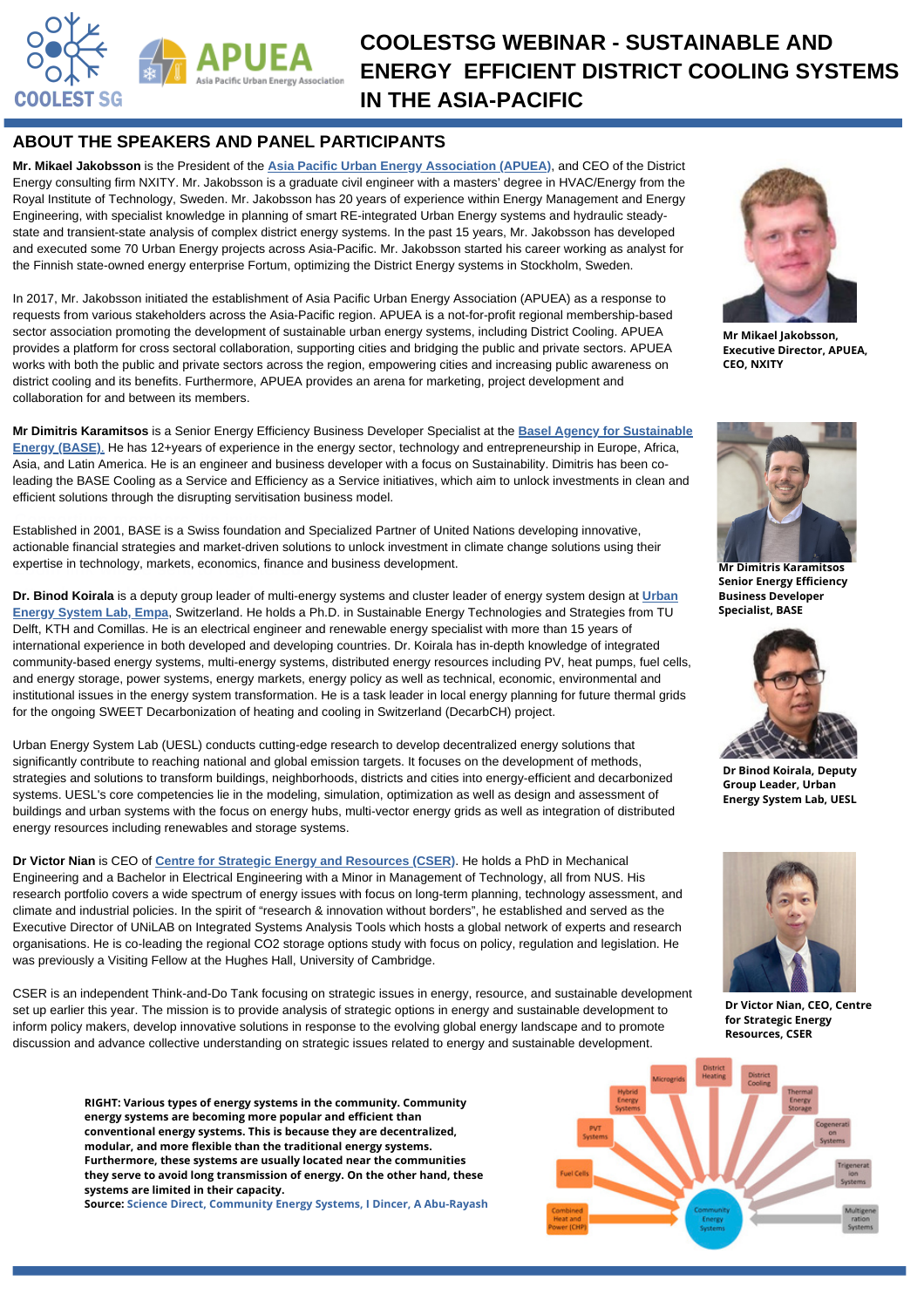# COOLESTSG WEBINAR - SUSTAINABLE AND ENERGY EFFICIENT DISTRICT COOLING SYSTEMS IN THE ASIA-PACIFIC

## ABOUT THE SPEAKERS AND PANEL PARTICIPANTS

**Mr. Mikael Jakobsson** is the President of the **Asia Pacific Urban Energy Association (APUEA)**, and CEO of the District Energy consulting firm NXITY. Mr. Jakobsson is a graduate civil engineer with a masters' degree in HVAC/Energy from the Royal Institute of Technology, Sweden. Mr. Jakobsson has 20 years of experience within Energy Management and Energy Engineering, with specialist knowledge in planning of smart RE-integrated Urban Energy systems and hydraulic steady-state and transient-state analysis of complex district energy systems. In the past 15 years, Mr. Jakobsson has developed and executed some 70 Urban Energy projects across Asia-Pacific. Mr. Jakobsson started his career working as analyst for the Finnish state-owned energy enterprise Fortum, optimizing the District Energy systems in Stockholm, Sweden.

In 2017, Mr. Jakobsson initiated the establishment of Asia Pacific Urban Energy Association (APUEA) as a response to requests from various stakeholders across the Asia-Pacific region. APUEA is a not-for-profit regional membership-based sector association promoting the development of sustainable urban energy systems, including District Cooling. APUEA provides a platform for cross sectoral collaboration, supporting cities and bridging the public and private sectors. APUEA works with both the public and private sectors across the region, empowering cities and increasing public awareness on district cooling and its benefits. Furthermore, APUEA provides an arena for marketing, project development and collaboration for and between its members.

**Mr Mikael Jakobsson, Executive Director, APUEA, CEO, NXITY**

**Mr Dimitris Karamitsos** is a Senior Energy Efficiency Business Developer Specialist at the **Basel Agency for Sustainable Energy (BASE).** He has 12+years of experience in the energy sector, technology and entrepreneurship in Europe, Africa, Asia, and Latin America. He is an engineer and business developer with a focus on Sustainability. Dimitris has been co-leading the BASE Cooling as a Service and Efficiency as a Service initiatives, which aim to unlock investments in clean and efficient solutions through the disrupting servitisation business model.

Established in 2001, BASE is a Swiss foundation and Specialized Partner of United Nations developing innovative, actionable financial strategies and market-driven solutions to unlock investment in climate change solutions using their expertise in technology, markets, economics, finance and business development.

**Mr Dimitris Karamitsos Senior Energy Efficiency Business Developer Specialist, BASE**

**Dr. Binod Koirala** is a deputy group leader of multi-energy systems and cluster leader of energy system design at **Urban Energy System Lab, Empa**, Switzerland. He holds a Ph.D. in Sustainable Energy Technologies and Strategies from TU Delft, KTH and Comillas. He is an electrical engineer and renewable energy specialist with more than 15 years of international experience in both developed and developing countries. Dr. Koirala has in-depth knowledge of integrated community-based energy systems, multi-energy systems, distributed energy resources including PV, heat pumps, fuel cells, and energy storage, power systems, energy markets, energy policy as well as technical, economic, environmental and institutional issues in the energy system transformation. He is a task leader in local energy planning for future thermal grids for the ongoing SWEET Decarbonization of heating and cooling in Switzerland (DecarbCH) project.

Urban Energy System Lab (UESL) conducts cutting-edge research to develop decentralized energy solutions that significantly contribute to reaching national and global emission targets. It focuses on the development of methods, strategies and solutions to transform buildings, neighborhoods, districts and cities into energy-efficient and decarbonized systems. UESL's core competencies lie in the modeling, simulation, optimization as well as design and assessment of buildings and urban systems with the focus on energy hubs, multi-vector energy grids as well as integration of distributed energy resources including renewables and storage systems.

**Dr Binod Koirala, Deputy Group Leader, Urban Energy System Lab, UESL**

**Dr Victor Nian** is CEO of **Centre for Strategic Energy and Resources (CSER)**. He holds a PhD in Mechanical Engineering and a Bachelor in Electrical Engineering with a Minor in Management of Technology, all from NUS. His research portfolio covers a wide spectrum of energy issues with focus on long-term planning, technology assessment, and climate and industrial policies. In the spirit of "research & innovation without borders", he established and served as the Executive Director of UNiLAB on Integrated Systems Analysis Tools which hosts a global network of experts and research organisations. He is co-leading the regional CO2 storage options study with focus on policy, regulation and legislation. He was previously a Visiting Fellow at the Hughes Hall, University of Cambridge.

CSER is an independent Think-and-Do Tank focusing on strategic issues in energy, resource, and sustainable development set up earlier this year. The mission is to provide analysis of strategic options in energy and sustainable development to inform policy makers, develop innovative solutions in response to the evolving global energy landscape and to promote discussion and advance collective understanding on strategic issues related to energy and sustainable development.

**Dr Victor Nian, CEO, Centre for Strategic Energy Resources, CSER**

**RIGHT: Various types of energy systems in the community. Community energy systems are becoming more popular and efficient than conventional energy systems. This is because they are decentralized, modular, and more flexible than the traditional energy systems. Furthermore, these systems are usually located near the communities they serve to avoid long transmission of energy. On the other hand, these systems are limited in their capacity.**
**Source:** Science Direct, Community Energy Systems, I Dincer, A Abu-Rayash

Community Energy Systems
Combined Heat and Power (CHP)
Fuel Cells
PVT Systems
Hybrid Energy Systems
Microgrids
District Heating
District Cooling
Thermal Energy Storage
Cogeneration Systems
Trigeneration Systems
Multigeneration Systems